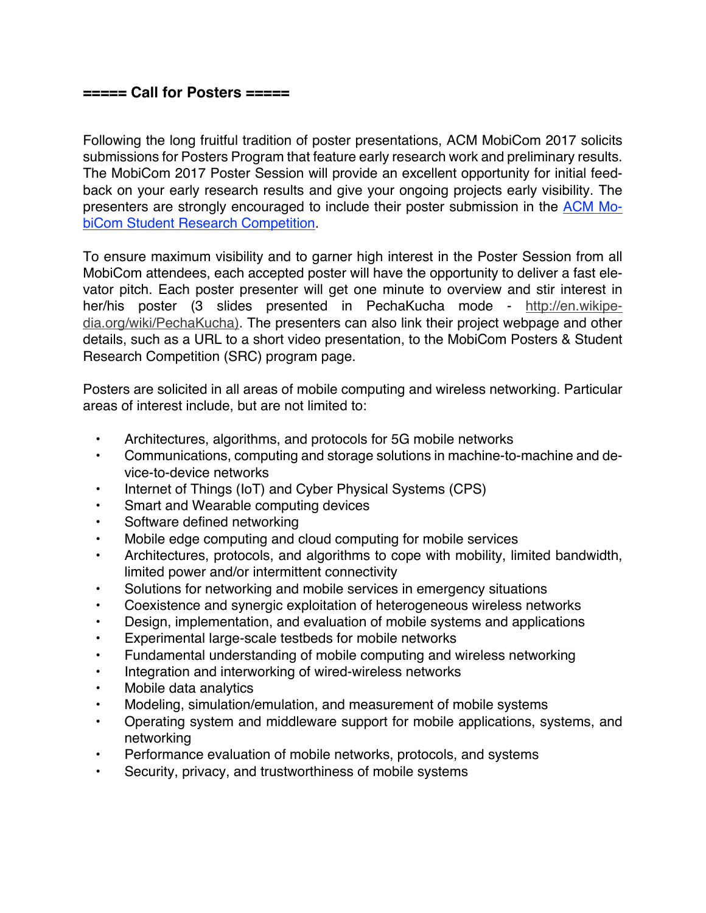**===== Call for Posters =====**

Following the long fruitful tradition of poster presentations, ACM MobiCom 2017 solicits submissions for Posters Program that feature early research work and preliminary results. The MobiCom 2017 Poster Session will provide an excellent opportunity for initial feedback on your early research results and give your ongoing projects early visibility. The presenters are strongly encouraged to include their poster submission in the [ACM MobiCom Student Research Competition](#).

To ensure maximum visibility and to garner high interest in the Poster Session from all MobiCom attendees, each accepted poster will have the opportunity to deliver a fast elevator pitch. Each poster presenter will get one minute to overview and stir interest in her/his poster (3 slides presented in PechaKucha mode - http://en.wikipedia.org/wiki/PechaKucha). The presenters can also link their project webpage and other details, such as a URL to a short video presentation, to the MobiCom Posters & Student Research Competition (SRC) program page.

Posters are solicited in all areas of mobile computing and wireless networking. Particular areas of interest include, but are not limited to:

- Architectures, algorithms, and protocols for 5G mobile networks
- Communications, computing and storage solutions in machine-to-machine and device-to-device networks
- Internet of Things (IoT) and Cyber Physical Systems (CPS)
- Smart and Wearable computing devices
- Software defined networking
- Mobile edge computing and cloud computing for mobile services
- Architectures, protocols, and algorithms to cope with mobility, limited bandwidth, limited power and/or intermittent connectivity
- Solutions for networking and mobile services in emergency situations
- Coexistence and synergic exploitation of heterogeneous wireless networks
- Design, implementation, and evaluation of mobile systems and applications
- Experimental large-scale testbeds for mobile networks
- Fundamental understanding of mobile computing and wireless networking
- Integration and interworking of wired-wireless networks
- Mobile data analytics
- Modeling, simulation/emulation, and measurement of mobile systems
- Operating system and middleware support for mobile applications, systems, and networking
- Performance evaluation of mobile networks, protocols, and systems
- Security, privacy, and trustworthiness of mobile systems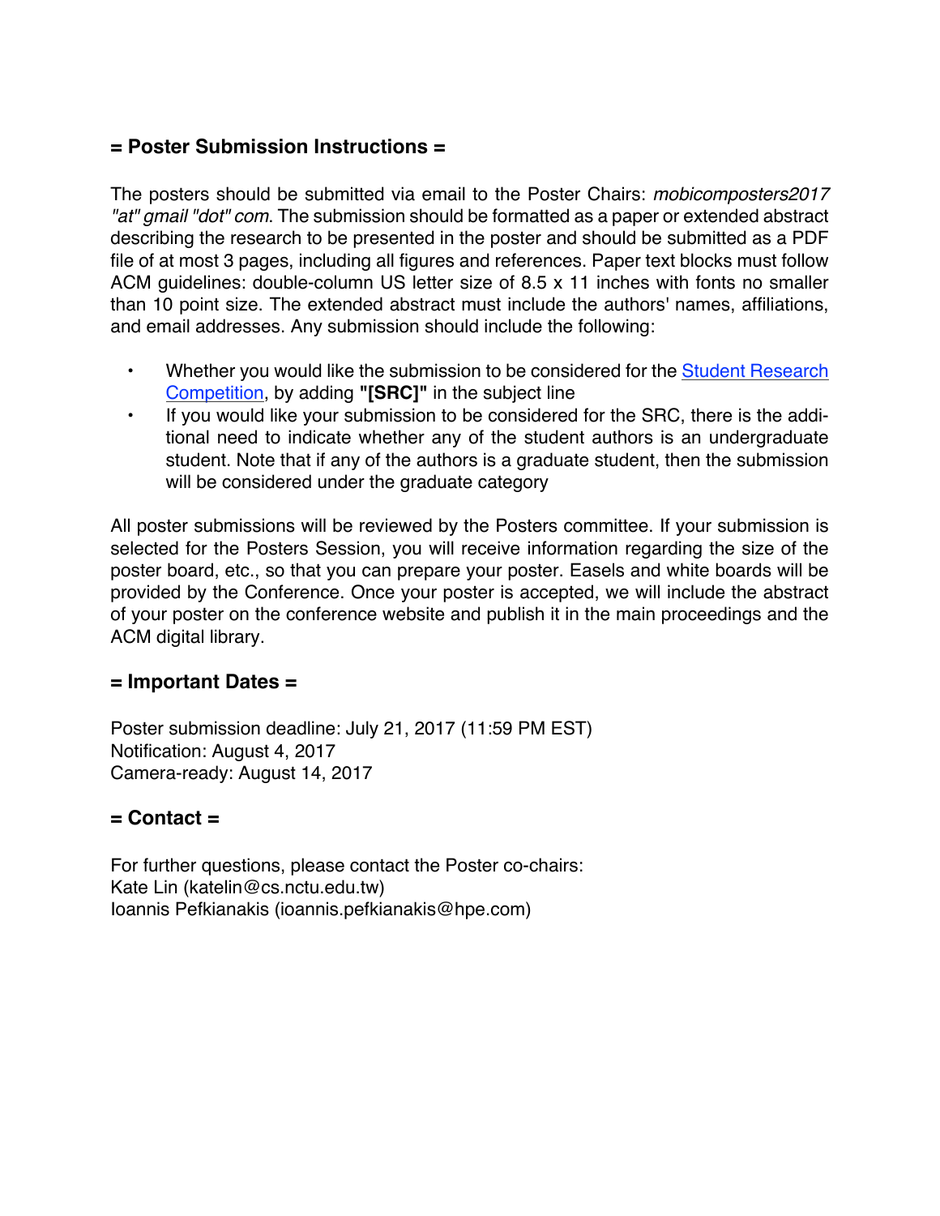## = Poster Submission Instructions =

The posters should be submitted via email to the Poster Chairs: *mobicomposters2017 "at" gmail "dot" com*. The submission should be formatted as a paper or extended abstract describing the research to be presented in the poster and should be submitted as a PDF file of at most 3 pages, including all figures and references. Paper text blocks must follow ACM guidelines: double-column US letter size of 8.5 x 11 inches with fonts no smaller than 10 point size. The extended abstract must include the authors' names, affiliations, and email addresses. Any submission should include the following:

- Whether you would like the submission to be considered for the Student Research Competition, by adding **"[SRC]"** in the subject line
- If you would like your submission to be considered for the SRC, there is the additional need to indicate whether any of the student authors is an undergraduate student. Note that if any of the authors is a graduate student, then the submission will be considered under the graduate category

All poster submissions will be reviewed by the Posters committee. If your submission is selected for the Posters Session, you will receive information regarding the size of the poster board, etc., so that you can prepare your poster. Easels and white boards will be provided by the Conference. Once your poster is accepted, we will include the abstract of your poster on the conference website and publish it in the main proceedings and the ACM digital library.

## = Important Dates =

Poster submission deadline: July 21, 2017 (11:59 PM EST)
Notification: August 4, 2017
Camera-ready: August 14, 2017

## = Contact =

For further questions, please contact the Poster co-chairs:
Kate Lin (katelin@cs.nctu.edu.tw)
Ioannis Pefkianakis (ioannis.pefkianakis@hpe.com)